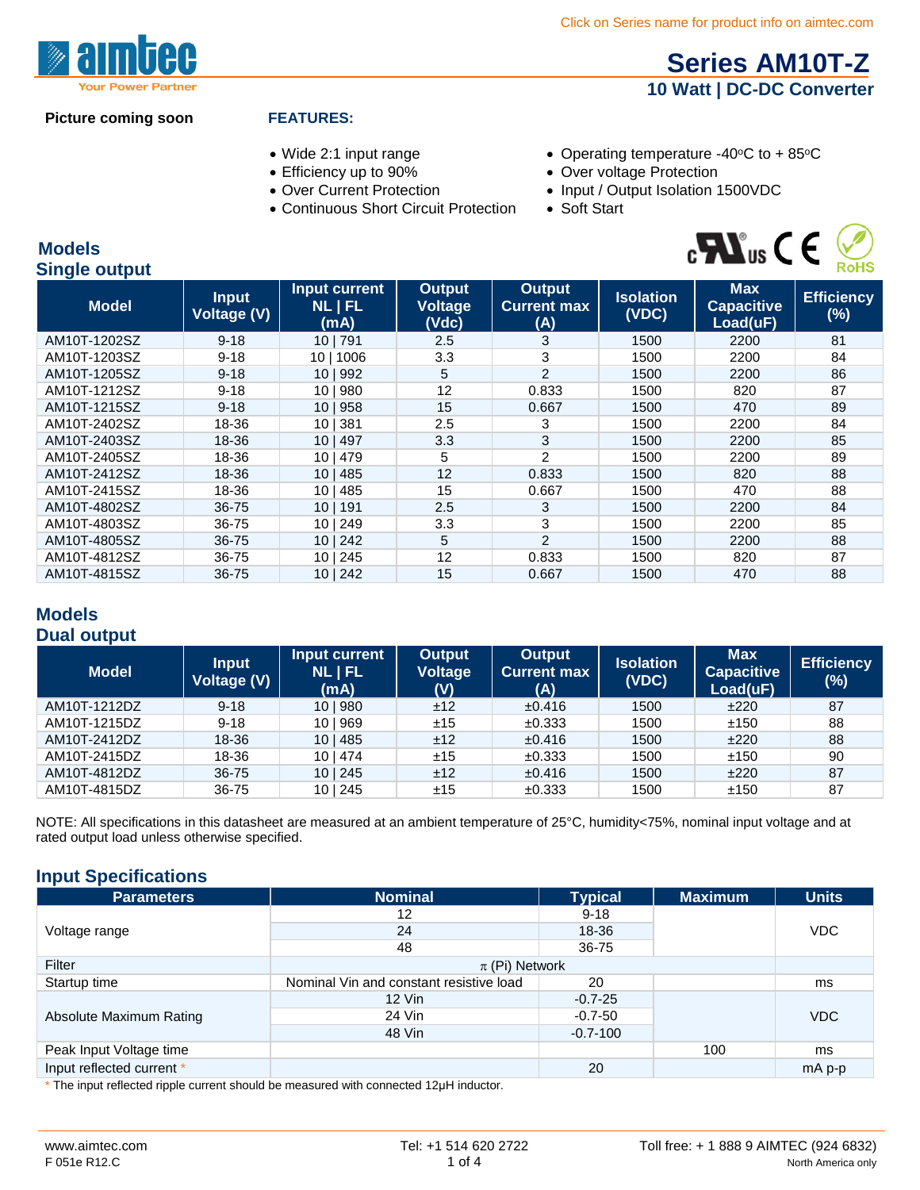Click on Series name for product info on aimtec.com

# Series AM10T-Z

## 10 Watt | DC-DC Converter

**Picture coming soon**

**FEATURES:**

- Wide 2:1 input range
- Efficiency up to 90%
- Over Current Protection
- Continuous Short Circuit Protection
- Operating temperature -40°C to + 85°C
- Over voltage Protection
- Input / Output Isolation 1500VDC
- Soft Start

## Models
## Single output

| Model | Input Voltage (V) | Input current NL \| FL (mA) | Output Voltage (Vdc) | Output Current max (A) | Isolation (VDC) | Max Capacitive Load(uF) | Efficiency (%) |
|---|---|---|---|---|---|---|---|
| AM10T-1202SZ | 9-18 | 10 \| 791 | 2.5 | 3 | 1500 | 2200 | 81 |
| AM10T-1203SZ | 9-18 | 10 \| 1006 | 3.3 | 3 | 1500 | 2200 | 84 |
| AM10T-1205SZ | 9-18 | 10 \| 992 | 5 | 2 | 1500 | 2200 | 86 |
| AM10T-1212SZ | 9-18 | 10 \| 980 | 12 | 0.833 | 1500 | 820 | 87 |
| AM10T-1215SZ | 9-18 | 10 \| 958 | 15 | 0.667 | 1500 | 470 | 89 |
| AM10T-2402SZ | 18-36 | 10 \| 381 | 2.5 | 3 | 1500 | 2200 | 84 |
| AM10T-2403SZ | 18-36 | 10 \| 497 | 3.3 | 3 | 1500 | 2200 | 85 |
| AM10T-2405SZ | 18-36 | 10 \| 479 | 5 | 2 | 1500 | 2200 | 89 |
| AM10T-2412SZ | 18-36 | 10 \| 485 | 12 | 0.833 | 1500 | 820 | 88 |
| AM10T-2415SZ | 18-36 | 10 \| 485 | 15 | 0.667 | 1500 | 470 | 88 |
| AM10T-4802SZ | 36-75 | 10 \| 191 | 2.5 | 3 | 1500 | 2200 | 84 |
| AM10T-4803SZ | 36-75 | 10 \| 249 | 3.3 | 3 | 1500 | 2200 | 85 |
| AM10T-4805SZ | 36-75 | 10 \| 242 | 5 | 2 | 1500 | 2200 | 88 |
| AM10T-4812SZ | 36-75 | 10 \| 245 | 12 | 0.833 | 1500 | 820 | 87 |
| AM10T-4815SZ | 36-75 | 10 \| 242 | 15 | 0.667 | 1500 | 470 | 88 |

## Models
## Dual output

| Model | Input Voltage (V) | Input current NL \| FL (mA) | Output Voltage (V) | Output Current max (A) | Isolation (VDC) | Max Capacitive Load(uF) | Efficiency (%) |
|---|---|---|---|---|---|---|---|
| AM10T-1212DZ | 9-18 | 10 \| 980 | ±12 | ±0.416 | 1500 | ±220 | 87 |
| AM10T-1215DZ | 9-18 | 10 \| 969 | ±15 | ±0.333 | 1500 | ±150 | 88 |
| AM10T-2412DZ | 18-36 | 10 \| 485 | ±12 | ±0.416 | 1500 | ±220 | 88 |
| AM10T-2415DZ | 18-36 | 10 \| 474 | ±15 | ±0.333 | 1500 | ±150 | 90 |
| AM10T-4812DZ | 36-75 | 10 \| 245 | ±12 | ±0.416 | 1500 | ±220 | 87 |
| AM10T-4815DZ | 36-75 | 10 \| 245 | ±15 | ±0.333 | 1500 | ±150 | 87 |

NOTE: All specifications in this datasheet are measured at an ambient temperature of 25°C, humidity<75%, nominal input voltage and at rated output load unless otherwise specified.

## Input Specifications

| Parameters | Nominal | Typical | Maximum | Units |
|---|---|---|---|---|
| Voltage range | 12 | 9-18 | | VDC |
| | 24 | 18-36 | | |
| | 48 | 36-75 | | |
| Filter | $\pi$ (Pi) Network | | | |
| Startup time | Nominal Vin and constant resistive load | 20 | | ms |
| Absolute Maximum Rating | 12 Vin | -0.7-25 | | VDC |
| | 24 Vin | -0.7-50 | | |
| | 48 Vin | -0.7-100 | | |
| Peak Input Voltage time | | | 100 | ms |
| Input reflected current * | | 20 | | mA p-p |

\* The input reflected ripple current should be measured with connected 12µH inductor.

www.aimtec.com | Tel: +1 514 620 2722 | Toll free: + 1 888 9 AIMTEC (924 6832)
F 051e R12.C | North America only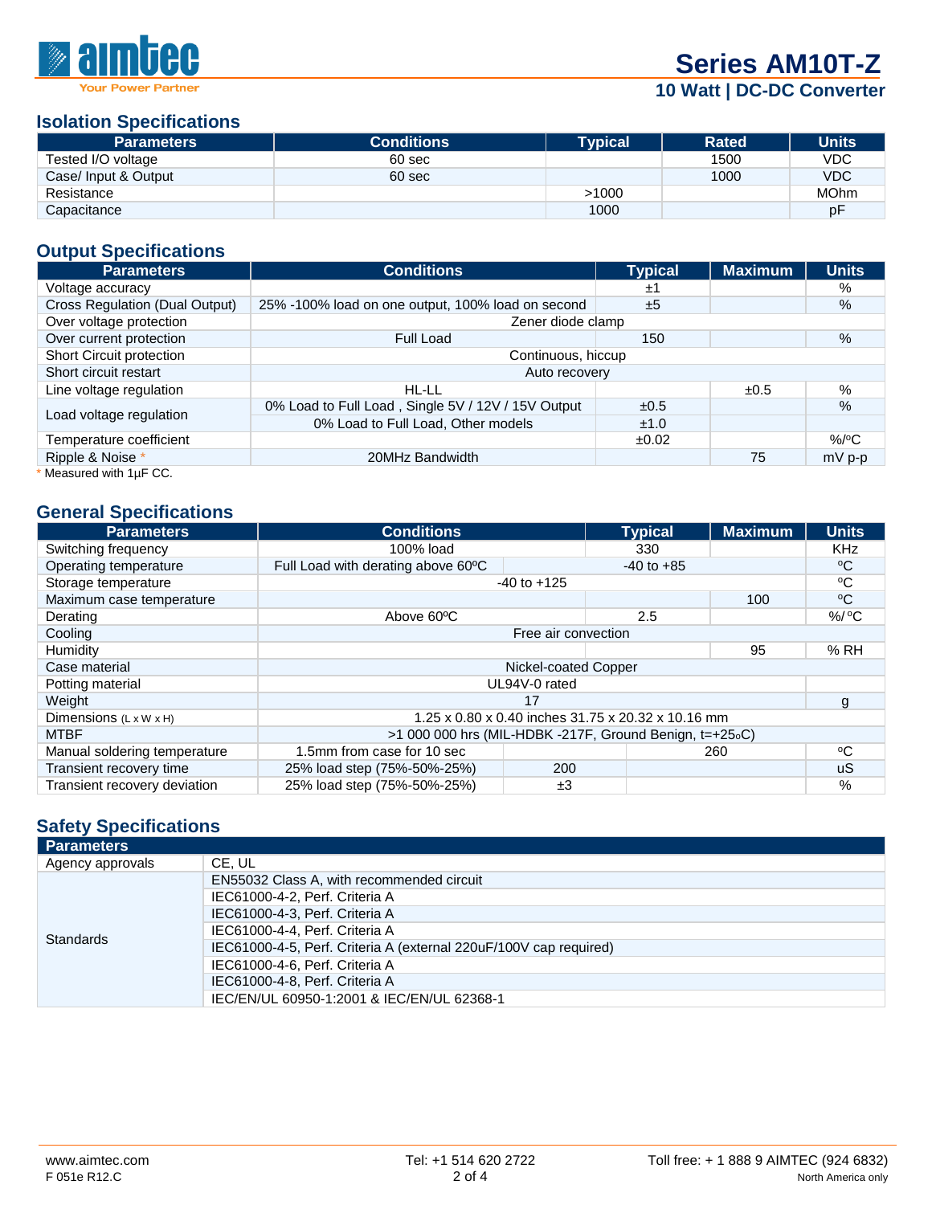## Isolation Specifications

| Parameters | Conditions | Typical | Rated | Units |
|---|---|---|---|---|
| Tested I/O voltage | 60 sec | | 1500 | VDC |
| Case/ Input & Output | 60 sec | | 1000 | VDC |
| Resistance | | >1000 | | MOhm |
| Capacitance | | 1000 | | pF |

## Output Specifications

| Parameters | Conditions | Typical | Maximum | Units |
|---|---|---|---|---|
| Voltage accuracy | | ±1 | | % |
| Cross Regulation (Dual Output) | 25% -100% load on one output, 100% load on second | ±5 | | % |
| Over voltage protection | Zener diode clamp | | | |
| Over current protection | Full Load | 150 | | % |
| Short Circuit protection | Continuous, hiccup | | | |
| Short circuit restart | Auto recovery | | | |
| Line voltage regulation | HL-LL | | ±0.5 | % |
| Load voltage regulation | 0% Load to Full Load , Single 5V / 12V / 15V Output | ±0.5 | | % |
| | 0% Load to Full Load, Other models | ±1.0 | | |
| Temperature coefficient | | ±0.02 | | %/ºC |
| Ripple & Noise * | 20MHz Bandwidth | | 75 | mV p-p |

* Measured with 1µF CC.

## General Specifications

| Parameters | Conditions | Typical | Maximum | Units |
|---|---|---|---|---|
| Switching frequency | 100% load | 330 | | KHz |
| Operating temperature | Full Load with derating above 60ºC | -40 to +85 | | ºC |
| Storage temperature | -40 to +125 | | | ºC |
| Maximum case temperature | | | 100 | ºC |
| Derating | Above 60ºC | 2.5 | | %/ ºC |
| Cooling | Free air convection | | | |
| Humidity | | | 95 | % RH |
| Case material | Nickel-coated Copper | | | |
| Potting material | UL94V-0 rated | | | |
| Weight | 17 | | | g |
| Dimensions (L x W x H) | 1.25 x 0.80 x 0.40 inches 31.75 x 20.32 x 10.16 mm | | | |
| MTBF | >1 000 000 hrs (MIL-HDBK -217F, Ground Benign, t=+25ºC) | | | |
| Manual soldering temperature | 1.5mm from case for 10 sec | | 260 | ºC |
| Transient recovery time | 25% load step (75%-50%-25%) | 200 | | uS |
| Transient recovery deviation | 25% load step (75%-50%-25%) | ±3 | | % |

## Safety Specifications

| Parameters | |
|---|---|
| Agency approvals | CE, UL |
| Standards | EN55032 Class A, with recommended circuit |
| | IEC61000-4-2, Perf. Criteria A |
| | IEC61000-4-3, Perf. Criteria A |
| | IEC61000-4-4, Perf. Criteria A |
| | IEC61000-4-5, Perf. Criteria A (external 220uF/100V cap required) |
| | IEC61000-4-6, Perf. Criteria A |
| | IEC61000-4-8, Perf. Criteria A |
| | IEC/EN/UL 60950-1:2001 & IEC/EN/UL 62368-1 |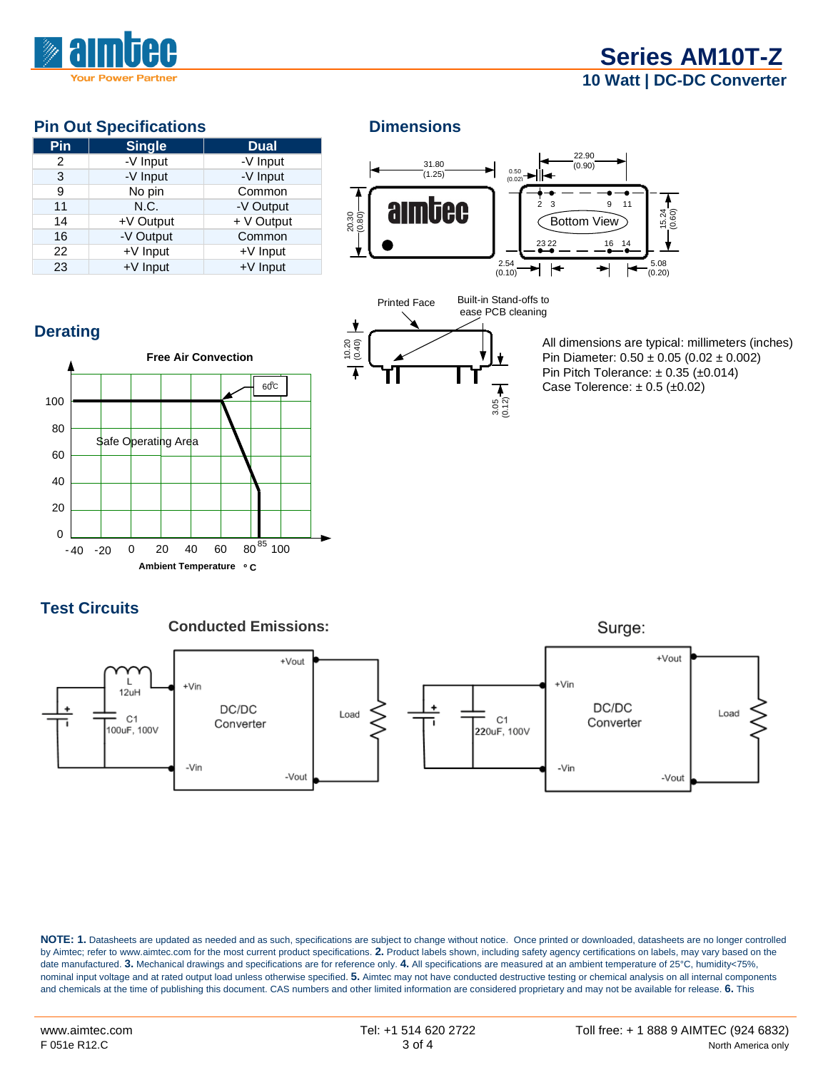## Pin Out Specifications

| Pin | Single | Dual |
|---|---|---|
| 2 | -V Input | -V Input |
| 3 | -V Input | -V Input |
| 9 | No pin | Common |
| 11 | N.C. | -V Output |
| 14 | +V Output | + V Output |
| 16 | -V Output | Common |
| 22 | +V Input | +V Input |
| 23 | +V Input | +V Input |

## Dimensions

All dimensions are typical: millimeters (inches)
Pin Diameter: 0.50 ± 0.05 (0.02 ± 0.002)
Pin Pitch Tolerance: ± 0.35 (±0.014)
Case Tolerence: ± 0.5 (±0.02)

## Derating

## Test Circuits

**Conducted Emissions:**

**Surge:**

**NOTE: 1.** Datasheets are updated as needed and as such, specifications are subject to change without notice. Once printed or downloaded, datasheets are no longer controlled by Aimtec; refer to www.aimtec.com for the most current product specifications. **2.** Product labels shown, including safety agency certifications on labels, may vary based on the date manufactured. **3.** Mechanical drawings and specifications are for reference only. **4.** All specifications are measured at an ambient temperature of 25°C, humidity<75%, nominal input voltage and at rated output load unless otherwise specified. **5.** Aimtec may not have conducted destructive testing or chemical analysis on all internal components and chemicals at the time of publishing this document. CAS numbers and other limited information are considered proprietary and may not be available for release. **6.** This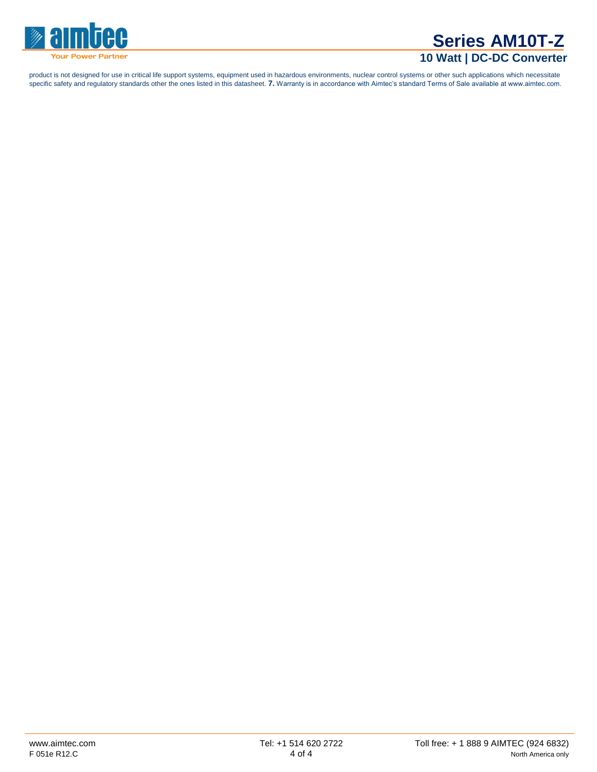product is not designed for use in critical life support systems, equipment used in hazardous environments, nuclear control systems or other such applications which necessitate specific safety and regulatory standards other the ones listed in this datasheet. **7.** Warranty is in accordance with Aimtec's standard Terms of Sale available at www.aimtec.com.